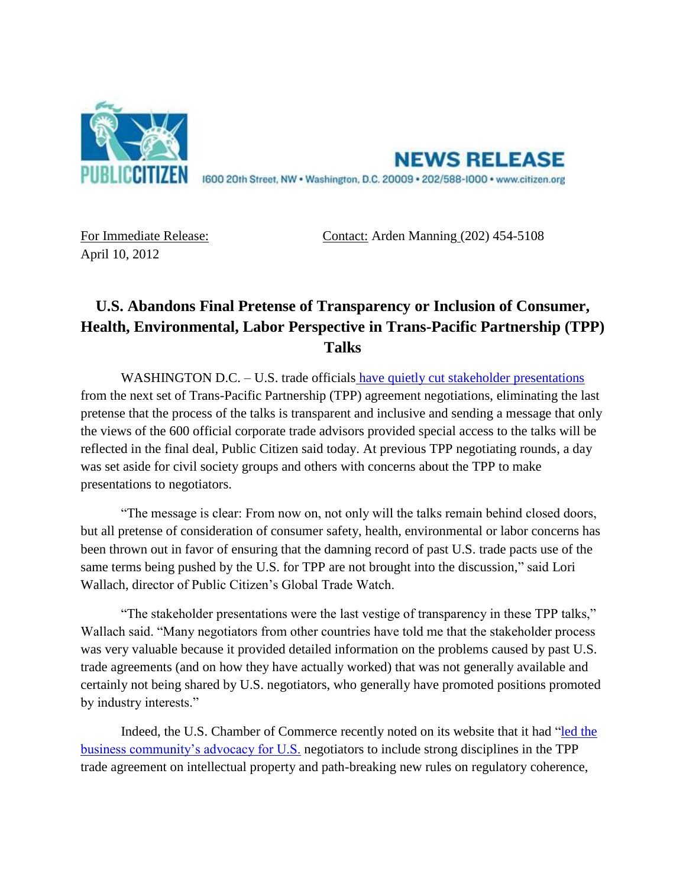PUBLIC CITIZEN

**NEWS RELEASE**

1600 20th Street, NW • Washington, D.C. 20009 • 202/588-1000 • www.citizen.org

For Immediate Release:
April 10, 2012

Contact: Arden Manning (202) 454-5108

# U.S. Abandons Final Pretense of Transparency or Inclusion of Consumer, Health, Environmental, Labor Perspective in Trans-Pacific Partnership (TPP) Talks

WASHINGTON D.C. – U.S. trade officials have quietly cut stakeholder presentations from the next set of Trans-Pacific Partnership (TPP) agreement negotiations, eliminating the last pretense that the process of the talks is transparent and inclusive and sending a message that only the views of the 600 official corporate trade advisors provided special access to the talks will be reflected in the final deal, Public Citizen said today. At previous TPP negotiating rounds, a day was set aside for civil society groups and others with concerns about the TPP to make presentations to negotiators.

"The message is clear: From now on, not only will the talks remain behind closed doors, but all pretense of consideration of consumer safety, health, environmental or labor concerns has been thrown out in favor of ensuring that the damning record of past U.S. trade pacts use of the same terms being pushed by the U.S. for TPP are not brought into the discussion," said Lori Wallach, director of Public Citizen's Global Trade Watch.

"The stakeholder presentations were the last vestige of transparency in these TPP talks," Wallach said. "Many negotiators from other countries have told me that the stakeholder process was very valuable because it provided detailed information on the problems caused by past U.S. trade agreements (and on how they have actually worked) that was not generally available and certainly not being shared by U.S. negotiators, who generally have promoted positions promoted by industry interests."

Indeed, the U.S. Chamber of Commerce recently noted on its website that it had "led the business community's advocacy for U.S. negotiators to include strong disciplines in the TPP trade agreement on intellectual property and path-breaking new rules on regulatory coherence,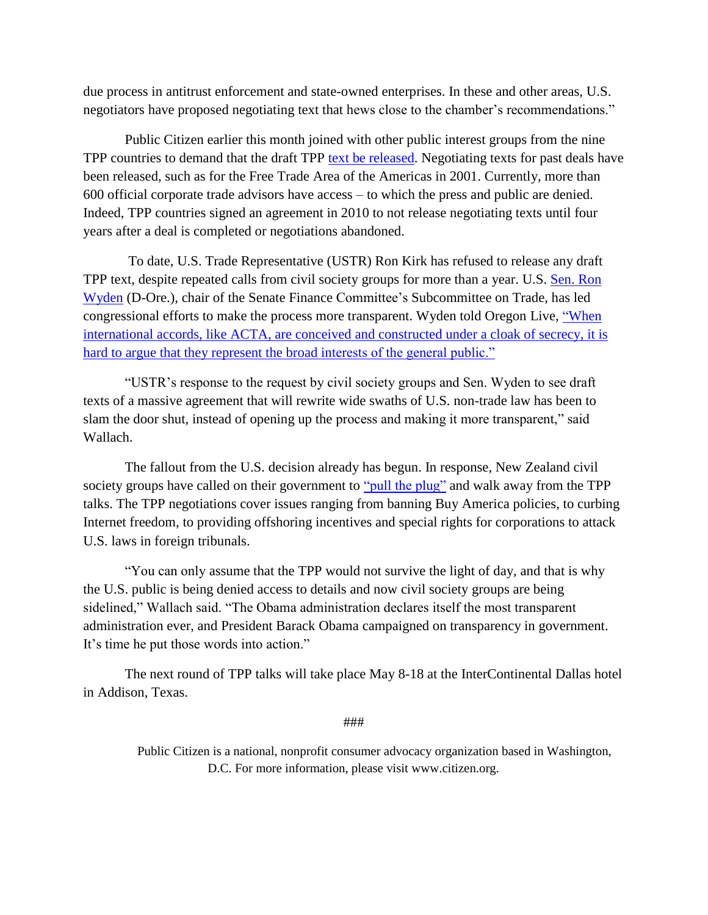due process in antitrust enforcement and state-owned enterprises. In these and other areas, U.S. negotiators have proposed negotiating text that hews close to the chamber's recommendations."

Public Citizen earlier this month joined with other public interest groups from the nine TPP countries to demand that the draft TPP text be released. Negotiating texts for past deals have been released, such as for the Free Trade Area of the Americas in 2001. Currently, more than 600 official corporate trade advisors have access – to which the press and public are denied. Indeed, TPP countries signed an agreement in 2010 to not release negotiating texts until four years after a deal is completed or negotiations abandoned.

To date, U.S. Trade Representative (USTR) Ron Kirk has refused to release any draft TPP text, despite repeated calls from civil society groups for more than a year. U.S. Sen. Ron Wyden (D-Ore.), chair of the Senate Finance Committee's Subcommittee on Trade, has led congressional efforts to make the process more transparent. Wyden told Oregon Live, "When international accords, like ACTA, are conceived and constructed under a cloak of secrecy, it is hard to argue that they represent the broad interests of the general public."

"USTR's response to the request by civil society groups and Sen. Wyden to see draft texts of a massive agreement that will rewrite wide swaths of U.S. non-trade law has been to slam the door shut, instead of opening up the process and making it more transparent," said Wallach.

The fallout from the U.S. decision already has begun. In response, New Zealand civil society groups have called on their government to "pull the plug" and walk away from the TPP talks. The TPP negotiations cover issues ranging from banning Buy America policies, to curbing Internet freedom, to providing offshoring incentives and special rights for corporations to attack U.S. laws in foreign tribunals.

"You can only assume that the TPP would not survive the light of day, and that is why the U.S. public is being denied access to details and now civil society groups are being sidelined," Wallach said. "The Obama administration declares itself the most transparent administration ever, and President Barack Obama campaigned on transparency in government. It's time he put those words into action."

The next round of TPP talks will take place May 8-18 at the InterContinental Dallas hotel in Addison, Texas.

###

Public Citizen is a national, nonprofit consumer advocacy organization based in Washington, D.C. For more information, please visit www.citizen.org.